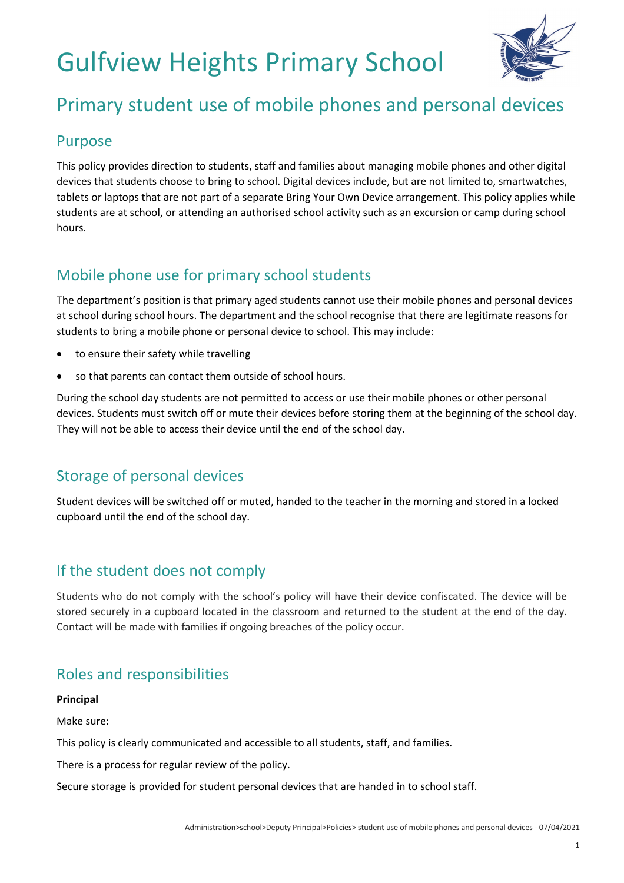# Gulfview Heights Primary School

## Primary student use of mobile phones and personal devices

### Purpose

This policy provides direction to students, staff and families about managing mobile phones and other digital devices that students choose to bring to school. Digital devices include, but are not limited to, smartwatches, tablets or laptops that are not part of a separate Bring Your Own Device arrangement. This policy applies while students are at school, or attending an authorised school activity such as an excursion or camp during school hours.

### Mobile phone use for primary school students

The department's position is that primary aged students cannot use their mobile phones and personal devices at school during school hours. The department and the school recognise that there are legitimate reasons for students to bring a mobile phone or personal device to school. This may include:

- to ensure their safety while travelling
- so that parents can contact them outside of school hours.

During the school day students are not permitted to access or use their mobile phones or other personal devices. Students must switch off or mute their devices before storing them at the beginning of the school day. They will not be able to access their device until the end of the school day.

### Storage of personal devices

Student devices will be switched off or muted, handed to the teacher in the morning and stored in a locked cupboard until the end of the school day.

### If the student does not comply

Students who do not comply with the school's policy will have their device confiscated. The device will be stored securely in a cupboard located in the classroom and returned to the student at the end of the day. Contact will be made with families if ongoing breaches of the policy occur.

### Roles and responsibilities

**Principal**

Make sure:

This policy is clearly communicated and accessible to all students, staff, and families.

There is a process for regular review of the policy.

Secure storage is provided for student personal devices that are handed in to school staff.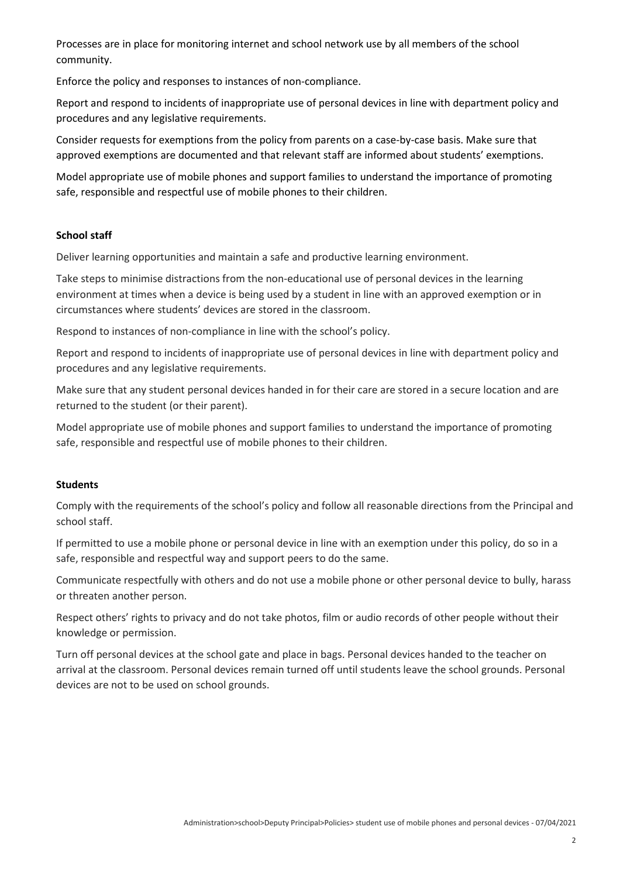Processes are in place for monitoring internet and school network use by all members of the school community.

Enforce the policy and responses to instances of non-compliance.

Report and respond to incidents of inappropriate use of personal devices in line with department policy and procedures and any legislative requirements.

Consider requests for exemptions from the policy from parents on a case-by-case basis. Make sure that approved exemptions are documented and that relevant staff are informed about students' exemptions.

Model appropriate use of mobile phones and support families to understand the importance of promoting safe, responsible and respectful use of mobile phones to their children.

**School staff**

Deliver learning opportunities and maintain a safe and productive learning environment.

Take steps to minimise distractions from the non-educational use of personal devices in the learning environment at times when a device is being used by a student in line with an approved exemption or in circumstances where students' devices are stored in the classroom.

Respond to instances of non-compliance in line with the school's policy.

Report and respond to incidents of inappropriate use of personal devices in line with department policy and procedures and any legislative requirements.

Make sure that any student personal devices handed in for their care are stored in a secure location and are returned to the student (or their parent).

Model appropriate use of mobile phones and support families to understand the importance of promoting safe, responsible and respectful use of mobile phones to their children.

**Students**

Comply with the requirements of the school's policy and follow all reasonable directions from the Principal and school staff.

If permitted to use a mobile phone or personal device in line with an exemption under this policy, do so in a safe, responsible and respectful way and support peers to do the same.

Communicate respectfully with others and do not use a mobile phone or other personal device to bully, harass or threaten another person.

Respect others' rights to privacy and do not take photos, film or audio records of other people without their knowledge or permission.

Turn off personal devices at the school gate and place in bags. Personal devices handed to the teacher on arrival at the classroom. Personal devices remain turned off until students leave the school grounds. Personal devices are not to be used on school grounds.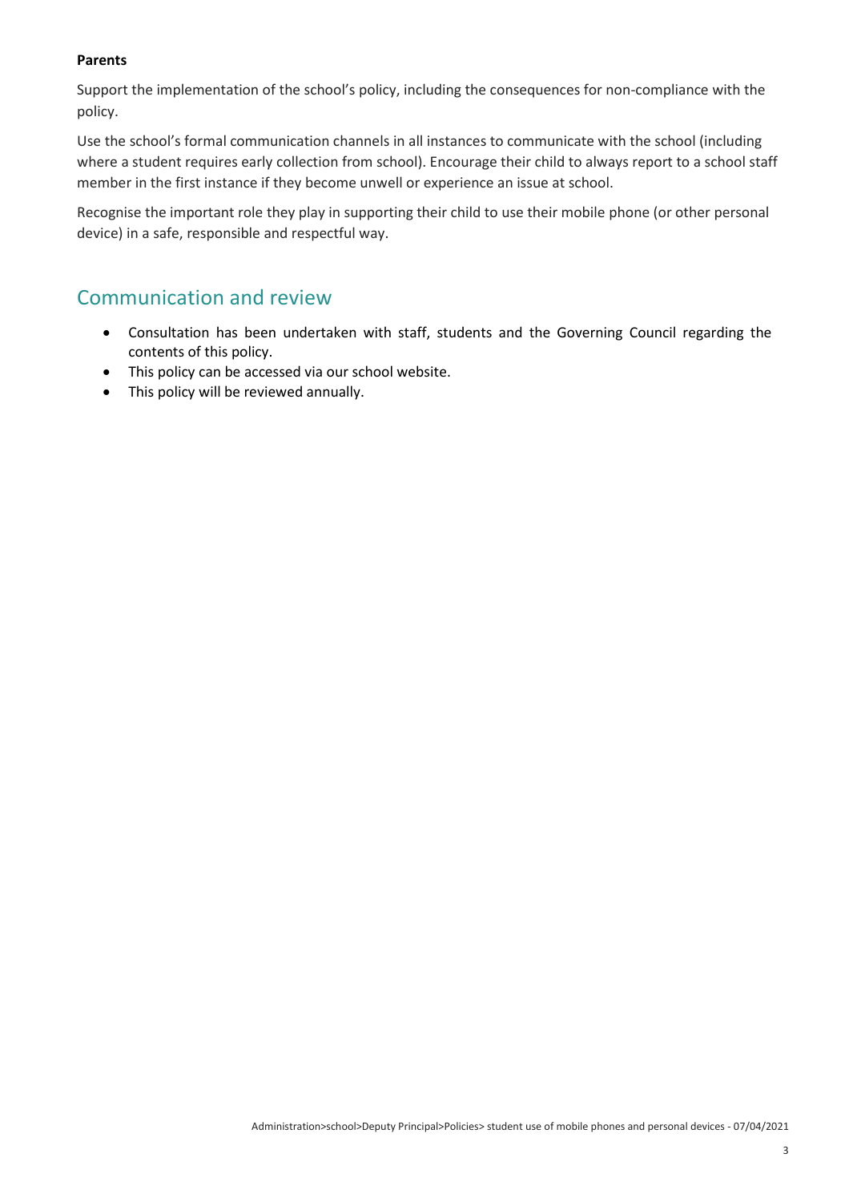**Parents**

Support the implementation of the school's policy, including the consequences for non-compliance with the policy.

Use the school's formal communication channels in all instances to communicate with the school (including where a student requires early collection from school). Encourage their child to always report to a school staff member in the first instance if they become unwell or experience an issue at school.

Recognise the important role they play in supporting their child to use their mobile phone (or other personal device) in a safe, responsible and respectful way.

## Communication and review

- Consultation has been undertaken with staff, students and the Governing Council regarding the contents of this policy.
- This policy can be accessed via our school website.
- This policy will be reviewed annually.

Administration>school>Deputy Principal>Policies> student use of mobile phones and personal devices - 07/04/2021